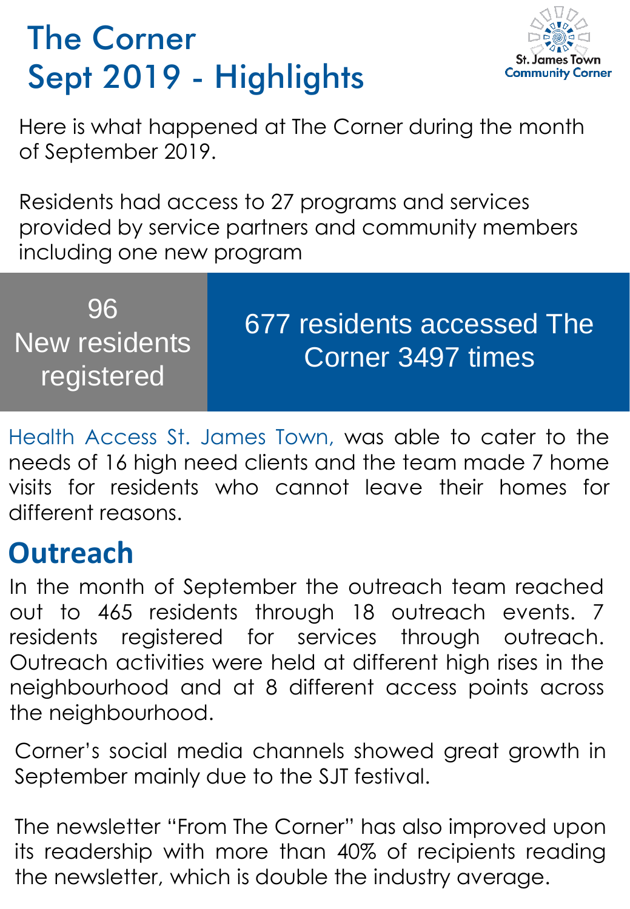# The Corner
# Sept 2019 - Highlights

St. James Town Community Corner

Here is what happened at The Corner during the month of September 2019.

Residents had access to 27 programs and services provided by service partners and community members including one new program

96
New residents registered

677 residents accessed The Corner 3497 times

Health Access St. James Town, was able to cater to the needs of 16 high need clients and the team made 7 home visits for residents who cannot leave their homes for different reasons.

## Outreach

In the month of September the outreach team reached out to 465 residents through 18 outreach events. 7 residents registered for services through outreach. Outreach activities were held at different high rises in the neighbourhood and at 8 different access points across the neighbourhood.

Corner's social media channels showed great growth in September mainly due to the SJT festival.

The newsletter "From The Corner" has also improved upon its readership with more than 40% of recipients reading the newsletter, which is double the industry average.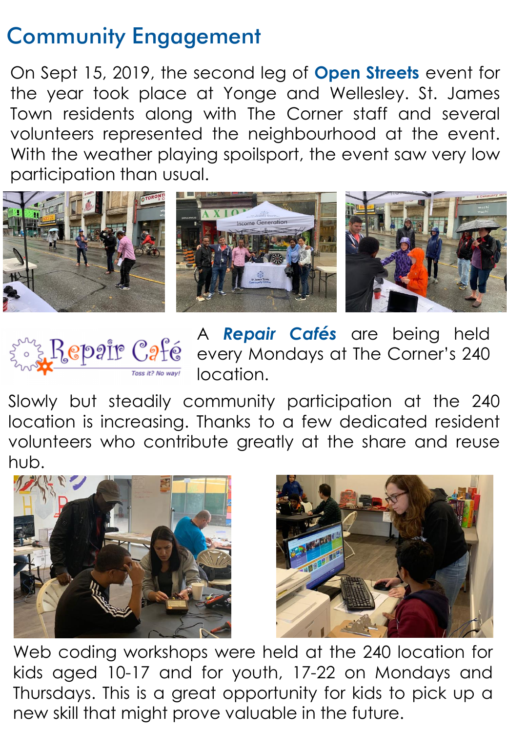## Community Engagement

On Sept 15, 2019, the second leg of **Open Streets** event for the year took place at Yonge and Wellesley. St. James Town residents along with The Corner staff and several volunteers represented the neighbourhood at the event. With the weather playing spoilsport, the event saw very low participation than usual.

A ***Repair Cafés*** are being held every Mondays at The Corner's 240 location.

Slowly but steadily community participation at the 240 location is increasing. Thanks to a few dedicated resident volunteers who contribute greatly at the share and reuse hub.

Web coding workshops were held at the 240 location for kids aged 10-17 and for youth, 17-22 on Mondays and Thursdays. This is a great opportunity for kids to pick up a new skill that might prove valuable in the future.